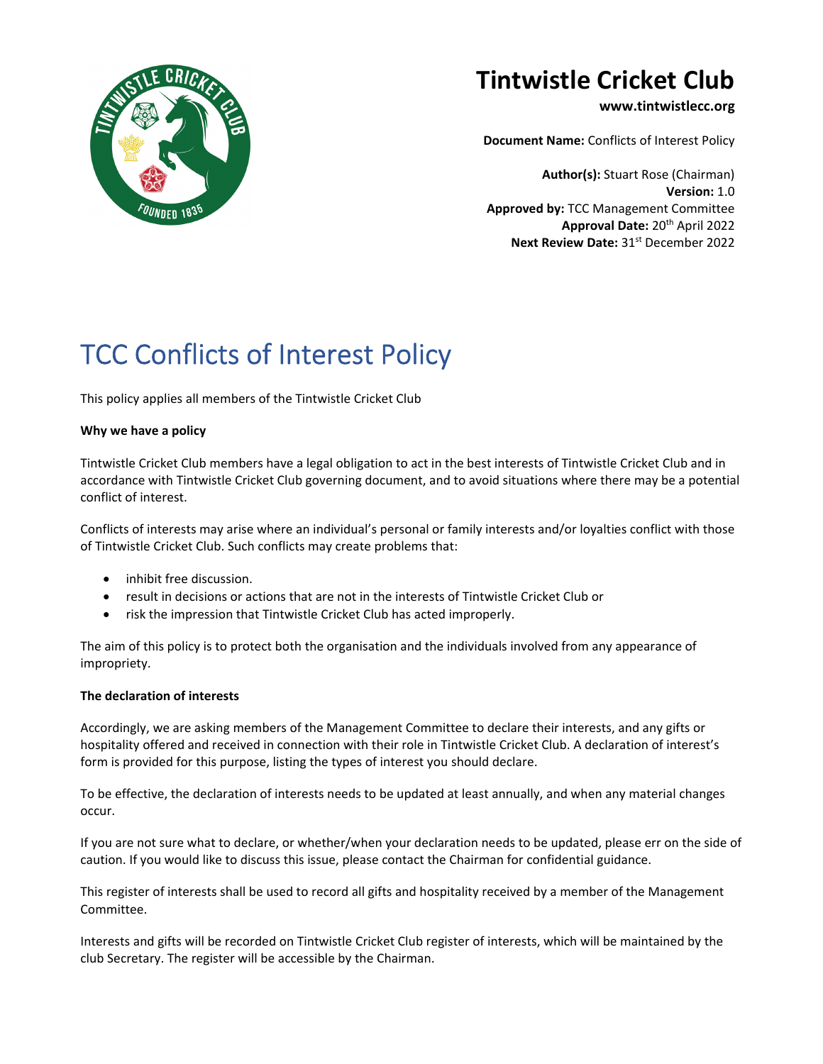# Tintwistle Cricket Club

**www.tintwistlecc.org**

**Document Name:** Conflicts of Interest Policy

**Author(s):** Stuart Rose (Chairman)
**Version:** 1.0
**Approved by:** TCC Management Committee
**Approval Date:** 20th April 2022
**Next Review Date:** 31st December 2022

# TCC Conflicts of Interest Policy

This policy applies all members of the Tintwistle Cricket Club

**Why we have a policy**

Tintwistle Cricket Club members have a legal obligation to act in the best interests of Tintwistle Cricket Club and in accordance with Tintwistle Cricket Club governing document, and to avoid situations where there may be a potential conflict of interest.

Conflicts of interests may arise where an individual's personal or family interests and/or loyalties conflict with those of Tintwistle Cricket Club. Such conflicts may create problems that:

- inhibit free discussion.
- result in decisions or actions that are not in the interests of Tintwistle Cricket Club or
- risk the impression that Tintwistle Cricket Club has acted improperly.

The aim of this policy is to protect both the organisation and the individuals involved from any appearance of impropriety.

**The declaration of interests**

Accordingly, we are asking members of the Management Committee to declare their interests, and any gifts or hospitality offered and received in connection with their role in Tintwistle Cricket Club. A declaration of interest's form is provided for this purpose, listing the types of interest you should declare.

To be effective, the declaration of interests needs to be updated at least annually, and when any material changes occur.

If you are not sure what to declare, or whether/when your declaration needs to be updated, please err on the side of caution. If you would like to discuss this issue, please contact the Chairman for confidential guidance.

This register of interests shall be used to record all gifts and hospitality received by a member of the Management Committee.

Interests and gifts will be recorded on Tintwistle Cricket Club register of interests, which will be maintained by the club Secretary. The register will be accessible by the Chairman.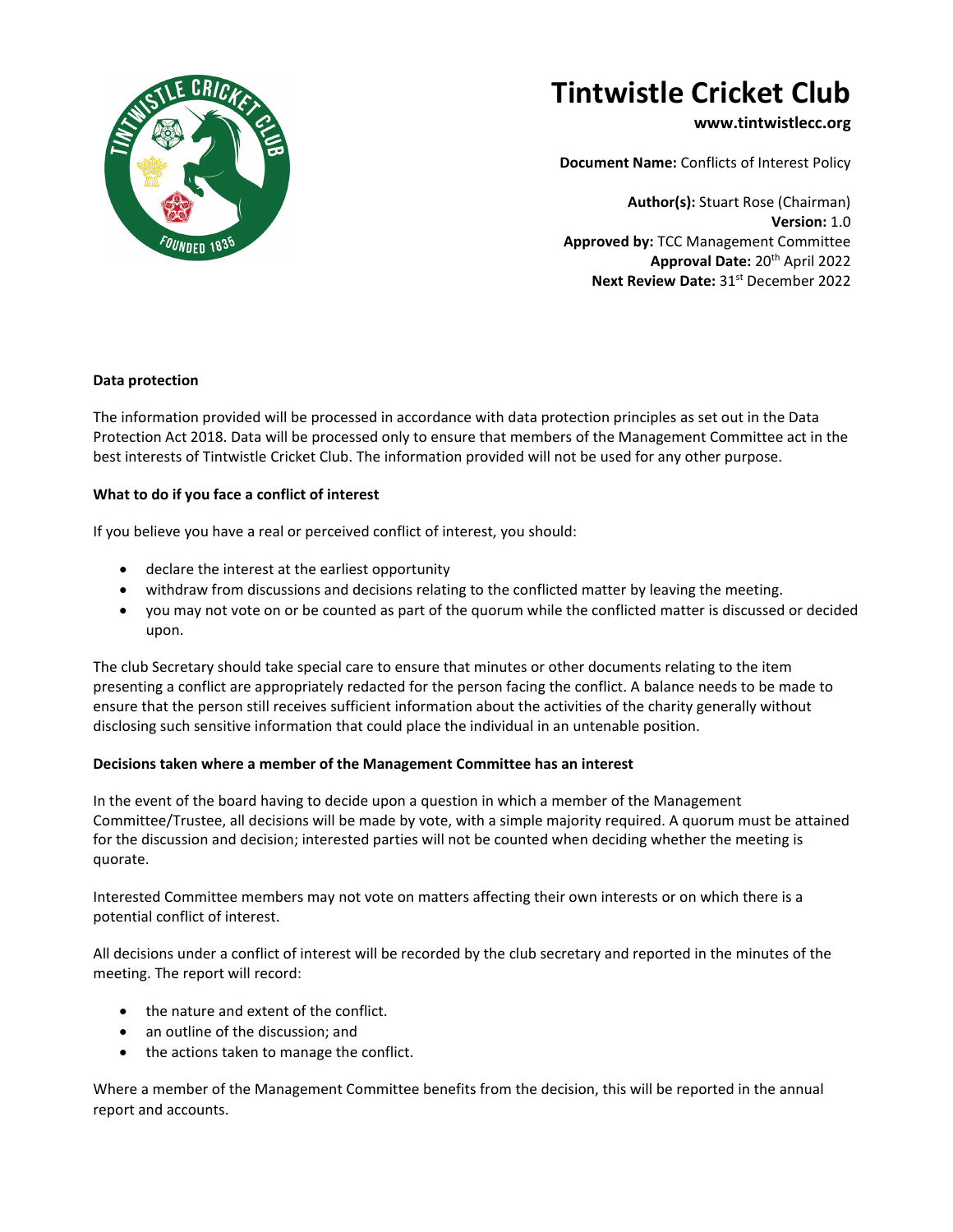# Tintwistle Cricket Club

**www.tintwistlecc.org**

**Document Name:** Conflicts of Interest Policy

**Author(s):** Stuart Rose (Chairman)
**Version:** 1.0
**Approved by:** TCC Management Committee
**Approval Date:** 20th April 2022
**Next Review Date:** 31st December 2022

**Data protection**

The information provided will be processed in accordance with data protection principles as set out in the Data Protection Act 2018. Data will be processed only to ensure that members of the Management Committee act in the best interests of Tintwistle Cricket Club. The information provided will not be used for any other purpose.

**What to do if you face a conflict of interest**

If you believe you have a real or perceived conflict of interest, you should:

- declare the interest at the earliest opportunity
- withdraw from discussions and decisions relating to the conflicted matter by leaving the meeting.
- you may not vote on or be counted as part of the quorum while the conflicted matter is discussed or decided upon.

The club Secretary should take special care to ensure that minutes or other documents relating to the item presenting a conflict are appropriately redacted for the person facing the conflict. A balance needs to be made to ensure that the person still receives sufficient information about the activities of the charity generally without disclosing such sensitive information that could place the individual in an untenable position.

**Decisions taken where a member of the Management Committee has an interest**

In the event of the board having to decide upon a question in which a member of the Management Committee/Trustee, all decisions will be made by vote, with a simple majority required. A quorum must be attained for the discussion and decision; interested parties will not be counted when deciding whether the meeting is quorate.

Interested Committee members may not vote on matters affecting their own interests or on which there is a potential conflict of interest.

All decisions under a conflict of interest will be recorded by the club secretary and reported in the minutes of the meeting. The report will record:

- the nature and extent of the conflict.
- an outline of the discussion; and
- the actions taken to manage the conflict.

Where a member of the Management Committee benefits from the decision, this will be reported in the annual report and accounts.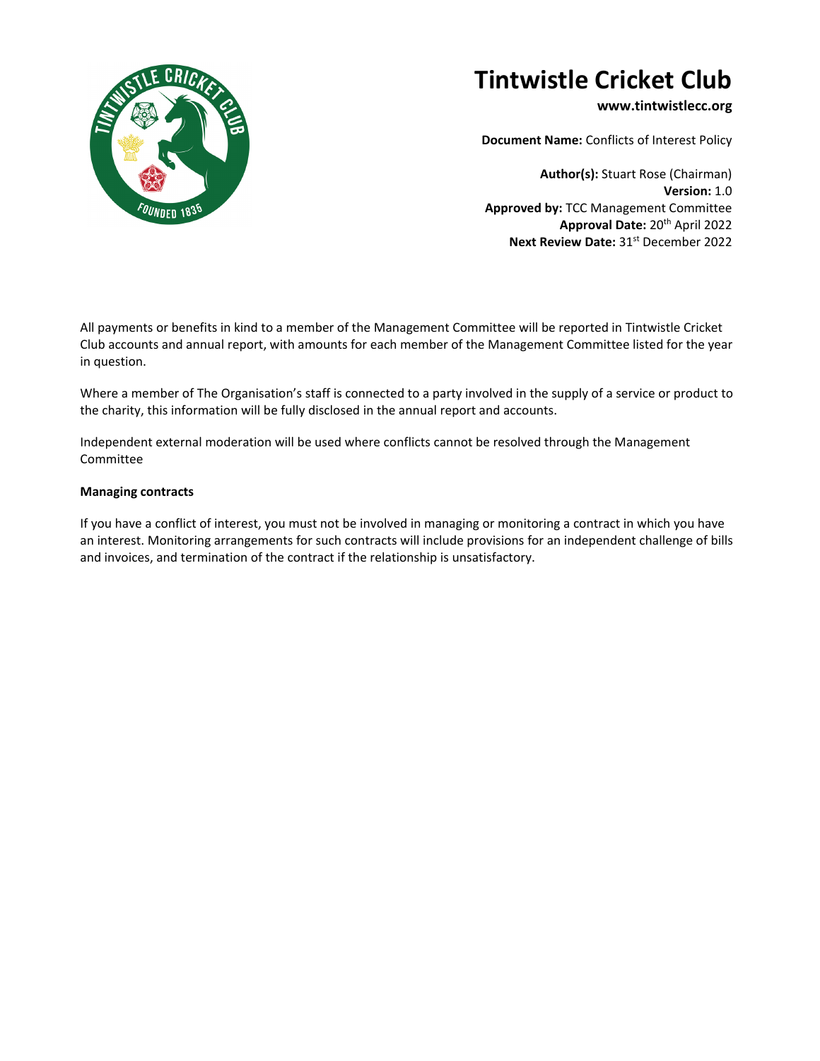# Tintwistle Cricket Club

**www.tintwistlecc.org**

**Document Name:** Conflicts of Interest Policy

**Author(s):** Stuart Rose (Chairman)
**Version:** 1.0
**Approved by:** TCC Management Committee
**Approval Date:** 20th April 2022
**Next Review Date:** 31st December 2022

All payments or benefits in kind to a member of the Management Committee will be reported in Tintwistle Cricket Club accounts and annual report, with amounts for each member of the Management Committee listed for the year in question.

Where a member of The Organisation's staff is connected to a party involved in the supply of a service or product to the charity, this information will be fully disclosed in the annual report and accounts.

Independent external moderation will be used where conflicts cannot be resolved through the Management Committee

**Managing contracts**

If you have a conflict of interest, you must not be involved in managing or monitoring a contract in which you have an interest. Monitoring arrangements for such contracts will include provisions for an independent challenge of bills and invoices, and termination of the contract if the relationship is unsatisfactory.